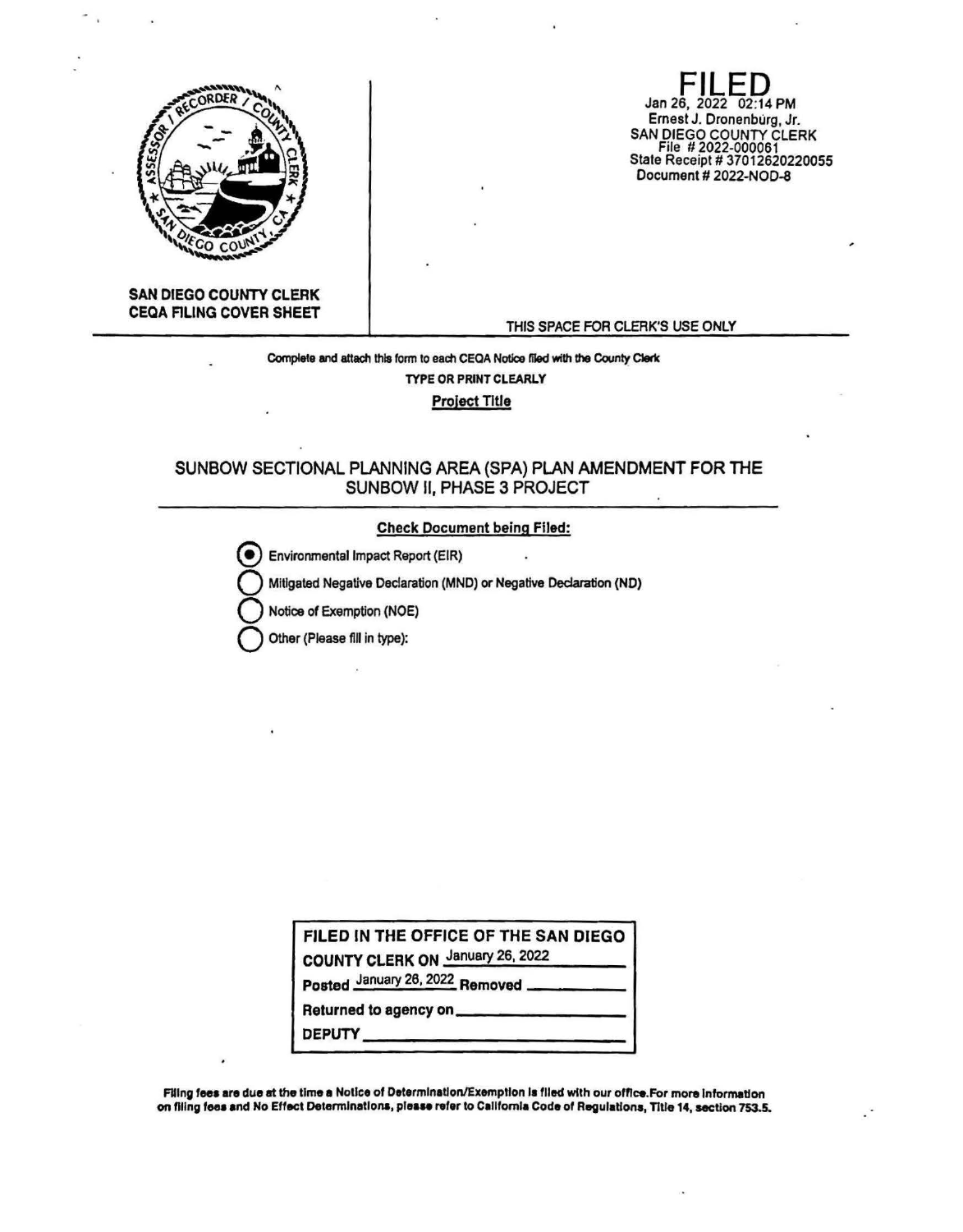**FILED**
Jan 26, 2022 02:14 PM
Ernest J. Dronenburg, Jr.
SAN DIEGO COUNTY CLERK
File # 2022-000061
State Receipt # 37012620220055
Document # 2022-NOD-8

**SAN DIEGO COUNTY CLERK**
**CEQA FILING COVER SHEET**

THIS SPACE FOR CLERK'S USE ONLY

**Complete and attach this form to each CEQA Notice filed with the County Clerk**

**TYPE OR PRINT CLEARLY**

**Project Title**

SUNBOW SECTIONAL PLANNING AREA (SPA) PLAN AMENDMENT FOR THE SUNBOW II, PHASE 3 PROJECT

**Check Document being Filed:**

- (●) Environmental Impact Report (EIR)
- ( ) Mitigated Negative Declaration (MND) or Negative Declaration (ND)
- ( ) Notice of Exemption (NOE)
- ( ) Other (Please fill in type):

**FILED IN THE OFFICE OF THE SAN DIEGO COUNTY CLERK ON** January 26, 2022
**Posted** January 26, 2022 **Removed** \_\_\_\_\_\_\_\_\_\_
**Returned to agency on** \_\_\_\_\_\_\_\_\_\_
**DEPUTY** \_\_\_\_\_\_\_\_\_\_

**Filing fees are due at the time a Notice of Determination/Exemption is filed with our office. For more information on filing fees and No Effect Determinations, please refer to California Code of Regulations, Title 14, section 753.5.**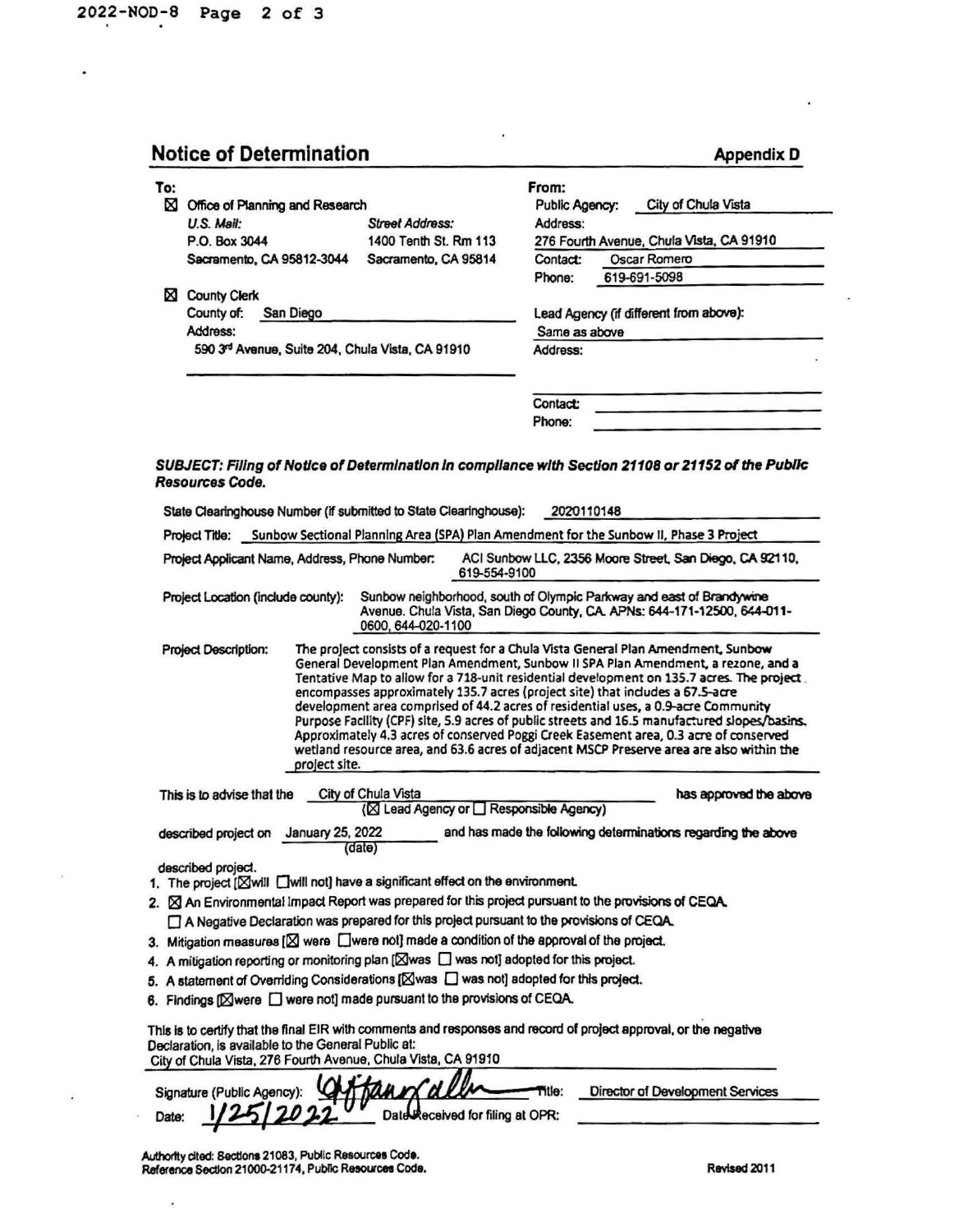# Notice of Determination

**Appendix D**

**To:**

☒ Office of Planning and Research

*U.S. Mail:* P.O. Box 3044, Sacramento, CA 95812-3044

*Street Address:* 1400 Tenth St. Rm 113, Sacramento, CA 95814

☒ County Clerk

County of: San Diego

Address: 590 3rd Avenue, Suite 204, Chula Vista, CA 91910

**From:**

Public Agency: City of Chula Vista

Address: 276 Fourth Avenue, Chula Vista, CA 91910

Contact: Oscar Romero

Phone: 619-691-5098

Lead Agency (if different from above): Same as above

Address:

Contact:

Phone:

***SUBJECT: Filing of Notice of Determination in compliance with Section 21108 or 21152 of the Public Resources Code.***

State Clearinghouse Number (if submitted to State Clearinghouse): 2020110148

Project Title: Sunbow Sectional Planning Area (SPA) Plan Amendment for the Sunbow II, Phase 3 Project

Project Applicant Name, Address, Phone Number: ACI Sunbow LLC, 2356 Moore Street, San Diego, CA 92110, 619-554-9100

Project Location (include county): Sunbow neighborhood, south of Olympic Parkway and east of Brandywine Avenue. Chula Vista, San Diego County, CA. APNs: 644-171-12500, 644-011-0600, 644-020-1100

Project Description: The project consists of a request for a Chula Vista General Plan Amendment, Sunbow General Development Plan Amendment, Sunbow II SPA Plan Amendment, a rezone, and a Tentative Map to allow for a 718-unit residential development on 135.7 acres. The project encompasses approximately 135.7 acres (project site) that includes a 67.5-acre development area comprised of 44.2 acres of residential uses, a 0.9-acre Community Purpose Facility (CPF) site, 5.9 acres of public streets and 16.5 manufactured slopes/basins. Approximately 4.3 acres of conserved Poggi Creek Easement area, 0.3 acre of conserved wetland resource area, and 63.6 acres of adjacent MSCP Preserve area are also within the project site.

This is to advise that the City of Chula Vista (☒ Lead Agency or ☐ Responsible Agency) has approved the above described project on January 25, 2022 (date) and has made the following determinations regarding the above described project.

1. The project [☒will ☐will not] have a significant effect on the environment.
2. ☒ An Environmental Impact Report was prepared for this project pursuant to the provisions of CEQA.
   ☐ A Negative Declaration was prepared for this project pursuant to the provisions of CEQA.
3. Mitigation measures [☒ were ☐were not] made a condition of the approval of the project.
4. A mitigation reporting or monitoring plan [☒was ☐ was not] adopted for this project.
5. A statement of Overriding Considerations [☒was ☐ was not] adopted for this project.
6. Findings [☒were ☐ were not] made pursuant to the provisions of CEQA.

This is to certify that the final EIR with comments and responses and record of project approval, or the negative Declaration, is available to the General Public at:
City of Chula Vista, 276 Fourth Avenue, Chula Vista, CA 91910

Signature (Public Agency): [signature] Title: Director of Development Services

Date: 1/25/2022 Date Received for filing at OPR:

Authority cited: Sections 21083, Public Resources Code.
Reference Section 21000-21174, Public Resources Code.

Revised 2011